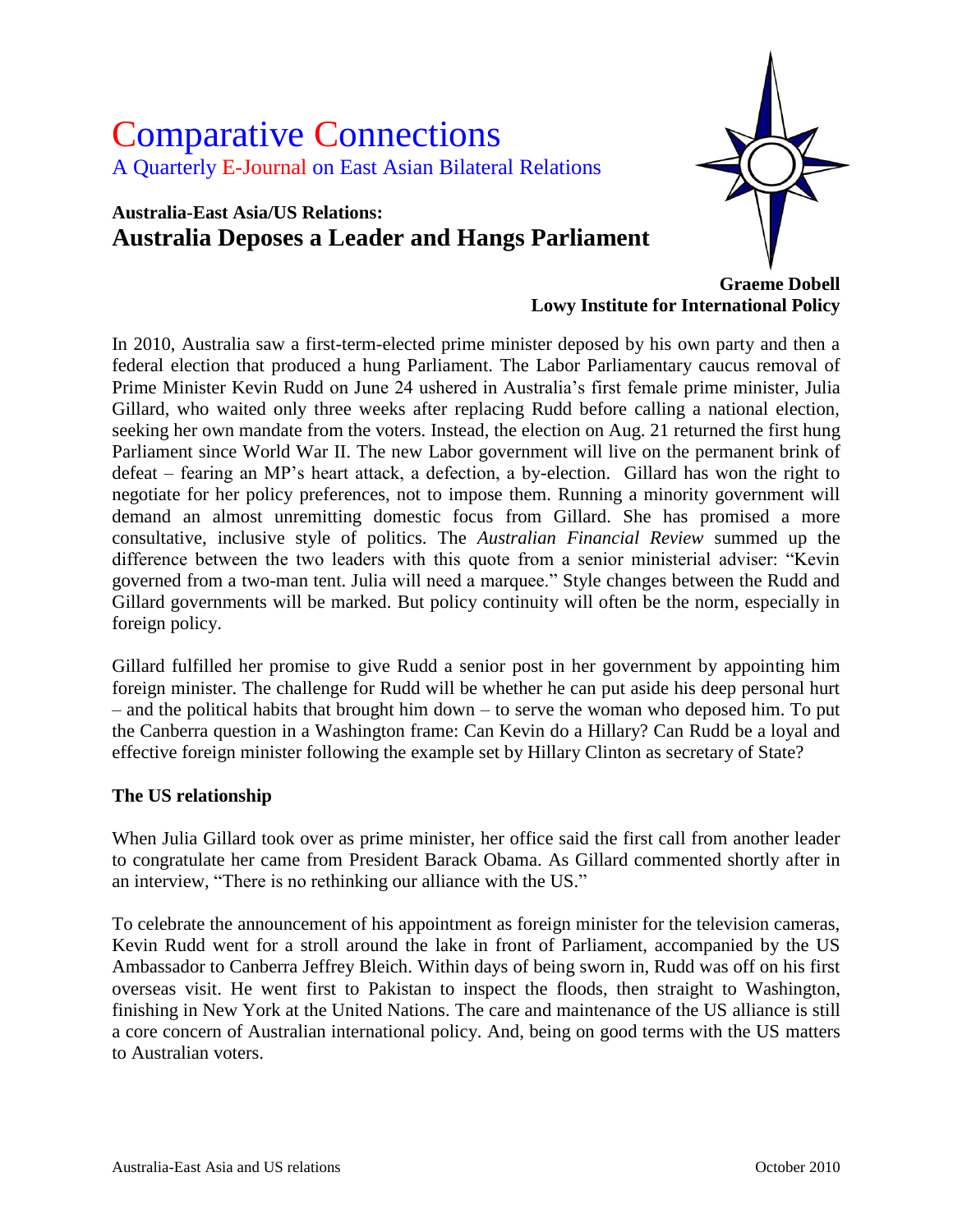# Comparative Connections

A Quarterly E-Journal on East Asian Bilateral Relations

## Australia-East Asia/US Relations:
## Australia Deposes a Leader and Hangs Parliament

**Graeme Dobell**
**Lowy Institute for International Policy**

In 2010, Australia saw a first-term-elected prime minister deposed by his own party and then a federal election that produced a hung Parliament. The Labor Parliamentary caucus removal of Prime Minister Kevin Rudd on June 24 ushered in Australia's first female prime minister, Julia Gillard, who waited only three weeks after replacing Rudd before calling a national election, seeking her own mandate from the voters. Instead, the election on Aug. 21 returned the first hung Parliament since World War II. The new Labor government will live on the permanent brink of defeat – fearing an MP's heart attack, a defection, a by-election. Gillard has won the right to negotiate for her policy preferences, not to impose them. Running a minority government will demand an almost unremitting domestic focus from Gillard. She has promised a more consultative, inclusive style of politics. The *Australian Financial Review* summed up the difference between the two leaders with this quote from a senior ministerial adviser: "Kevin governed from a two-man tent. Julia will need a marquee." Style changes between the Rudd and Gillard governments will be marked. But policy continuity will often be the norm, especially in foreign policy.

Gillard fulfilled her promise to give Rudd a senior post in her government by appointing him foreign minister. The challenge for Rudd will be whether he can put aside his deep personal hurt – and the political habits that brought him down – to serve the woman who deposed him. To put the Canberra question in a Washington frame: Can Kevin do a Hillary? Can Rudd be a loyal and effective foreign minister following the example set by Hillary Clinton as secretary of State?

### The US relationship

When Julia Gillard took over as prime minister, her office said the first call from another leader to congratulate her came from President Barack Obama. As Gillard commented shortly after in an interview, "There is no rethinking our alliance with the US."

To celebrate the announcement of his appointment as foreign minister for the television cameras, Kevin Rudd went for a stroll around the lake in front of Parliament, accompanied by the US Ambassador to Canberra Jeffrey Bleich. Within days of being sworn in, Rudd was off on his first overseas visit. He went first to Pakistan to inspect the floods, then straight to Washington, finishing in New York at the United Nations. The care and maintenance of the US alliance is still a core concern of Australian international policy. And, being on good terms with the US matters to Australian voters.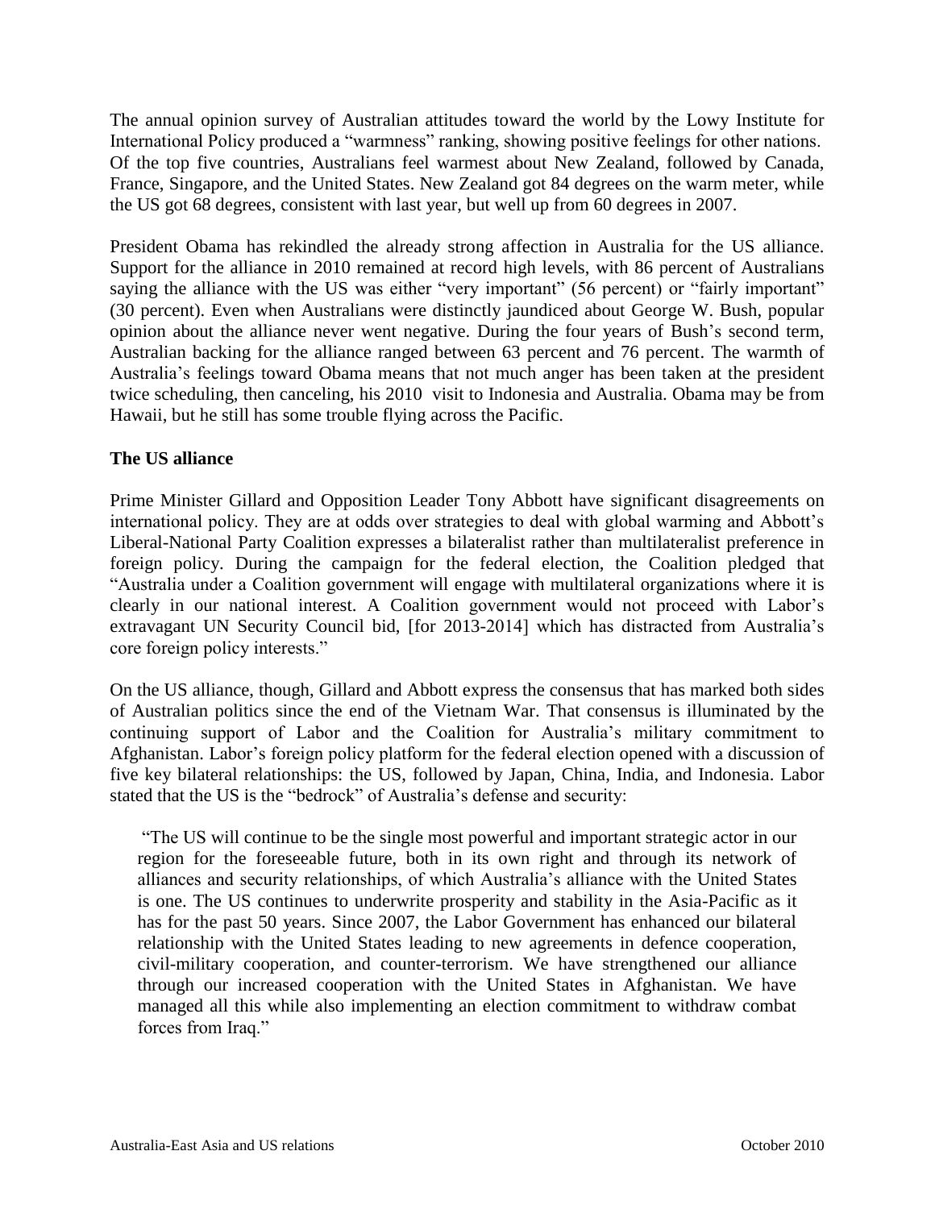The annual opinion survey of Australian attitudes toward the world by the Lowy Institute for International Policy produced a "warmness" ranking, showing positive feelings for other nations. Of the top five countries, Australians feel warmest about New Zealand, followed by Canada, France, Singapore, and the United States. New Zealand got 84 degrees on the warm meter, while the US got 68 degrees, consistent with last year, but well up from 60 degrees in 2007.

President Obama has rekindled the already strong affection in Australia for the US alliance. Support for the alliance in 2010 remained at record high levels, with 86 percent of Australians saying the alliance with the US was either "very important" (56 percent) or "fairly important" (30 percent). Even when Australians were distinctly jaundiced about George W. Bush, popular opinion about the alliance never went negative. During the four years of Bush's second term, Australian backing for the alliance ranged between 63 percent and 76 percent. The warmth of Australia's feelings toward Obama means that not much anger has been taken at the president twice scheduling, then canceling, his 2010 visit to Indonesia and Australia. Obama may be from Hawaii, but he still has some trouble flying across the Pacific.

**The US alliance**

Prime Minister Gillard and Opposition Leader Tony Abbott have significant disagreements on international policy. They are at odds over strategies to deal with global warming and Abbott's Liberal-National Party Coalition expresses a bilateralist rather than multilateralist preference in foreign policy. During the campaign for the federal election, the Coalition pledged that "Australia under a Coalition government will engage with multilateral organizations where it is clearly in our national interest. A Coalition government would not proceed with Labor's extravagant UN Security Council bid, [for 2013-2014] which has distracted from Australia's core foreign policy interests."

On the US alliance, though, Gillard and Abbott express the consensus that has marked both sides of Australian politics since the end of the Vietnam War. That consensus is illuminated by the continuing support of Labor and the Coalition for Australia's military commitment to Afghanistan. Labor's foreign policy platform for the federal election opened with a discussion of five key bilateral relationships: the US, followed by Japan, China, India, and Indonesia. Labor stated that the US is the "bedrock" of Australia's defense and security:

> "The US will continue to be the single most powerful and important strategic actor in our region for the foreseeable future, both in its own right and through its network of alliances and security relationships, of which Australia's alliance with the United States is one. The US continues to underwrite prosperity and stability in the Asia-Pacific as it has for the past 50 years. Since 2007, the Labor Government has enhanced our bilateral relationship with the United States leading to new agreements in defence cooperation, civil-military cooperation, and counter-terrorism. We have strengthened our alliance through our increased cooperation with the United States in Afghanistan. We have managed all this while also implementing an election commitment to withdraw combat forces from Iraq."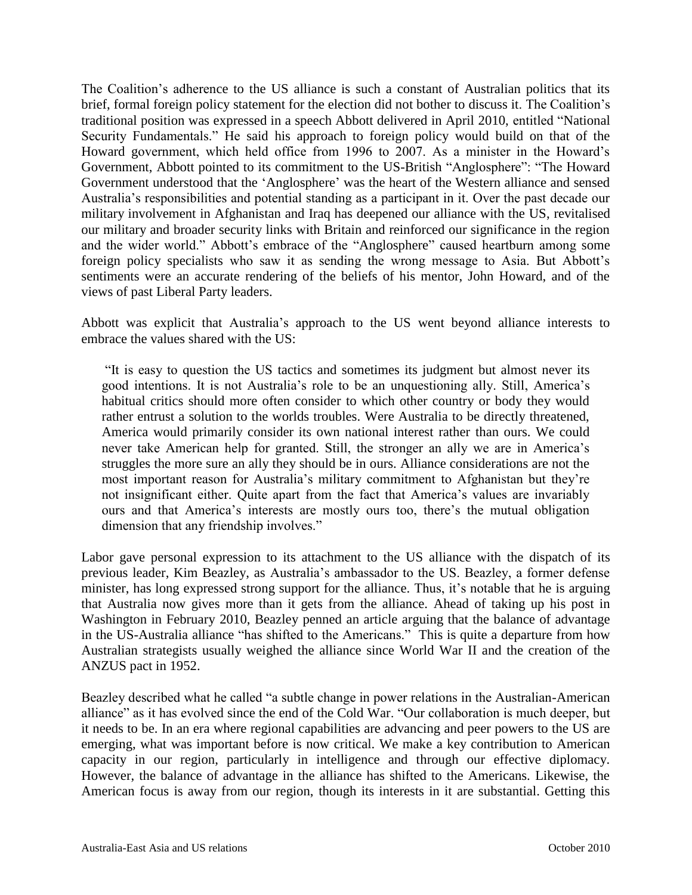The Coalition's adherence to the US alliance is such a constant of Australian politics that its brief, formal foreign policy statement for the election did not bother to discuss it. The Coalition's traditional position was expressed in a speech Abbott delivered in April 2010, entitled "National Security Fundamentals." He said his approach to foreign policy would build on that of the Howard government, which held office from 1996 to 2007. As a minister in the Howard's Government, Abbott pointed to its commitment to the US-British "Anglosphere": "The Howard Government understood that the 'Anglosphere' was the heart of the Western alliance and sensed Australia's responsibilities and potential standing as a participant in it. Over the past decade our military involvement in Afghanistan and Iraq has deepened our alliance with the US, revitalised our military and broader security links with Britain and reinforced our significance in the region and the wider world." Abbott's embrace of the "Anglosphere" caused heartburn among some foreign policy specialists who saw it as sending the wrong message to Asia. But Abbott's sentiments were an accurate rendering of the beliefs of his mentor, John Howard, and of the views of past Liberal Party leaders.

Abbott was explicit that Australia's approach to the US went beyond alliance interests to embrace the values shared with the US:

> "It is easy to question the US tactics and sometimes its judgment but almost never its good intentions. It is not Australia's role to be an unquestioning ally. Still, America's habitual critics should more often consider to which other country or body they would rather entrust a solution to the worlds troubles. Were Australia to be directly threatened, America would primarily consider its own national interest rather than ours. We could never take American help for granted. Still, the stronger an ally we are in America's struggles the more sure an ally they should be in ours. Alliance considerations are not the most important reason for Australia's military commitment to Afghanistan but they're not insignificant either. Quite apart from the fact that America's values are invariably ours and that America's interests are mostly ours too, there's the mutual obligation dimension that any friendship involves."

Labor gave personal expression to its attachment to the US alliance with the dispatch of its previous leader, Kim Beazley, as Australia's ambassador to the US. Beazley, a former defense minister, has long expressed strong support for the alliance. Thus, it's notable that he is arguing that Australia now gives more than it gets from the alliance. Ahead of taking up his post in Washington in February 2010, Beazley penned an article arguing that the balance of advantage in the US-Australia alliance "has shifted to the Americans." This is quite a departure from how Australian strategists usually weighed the alliance since World War II and the creation of the ANZUS pact in 1952.

Beazley described what he called "a subtle change in power relations in the Australian-American alliance" as it has evolved since the end of the Cold War. "Our collaboration is much deeper, but it needs to be. In an era where regional capabilities are advancing and peer powers to the US are emerging, what was important before is now critical. We make a key contribution to American capacity in our region, particularly in intelligence and through our effective diplomacy. However, the balance of advantage in the alliance has shifted to the Americans. Likewise, the American focus is away from our region, though its interests in it are substantial. Getting this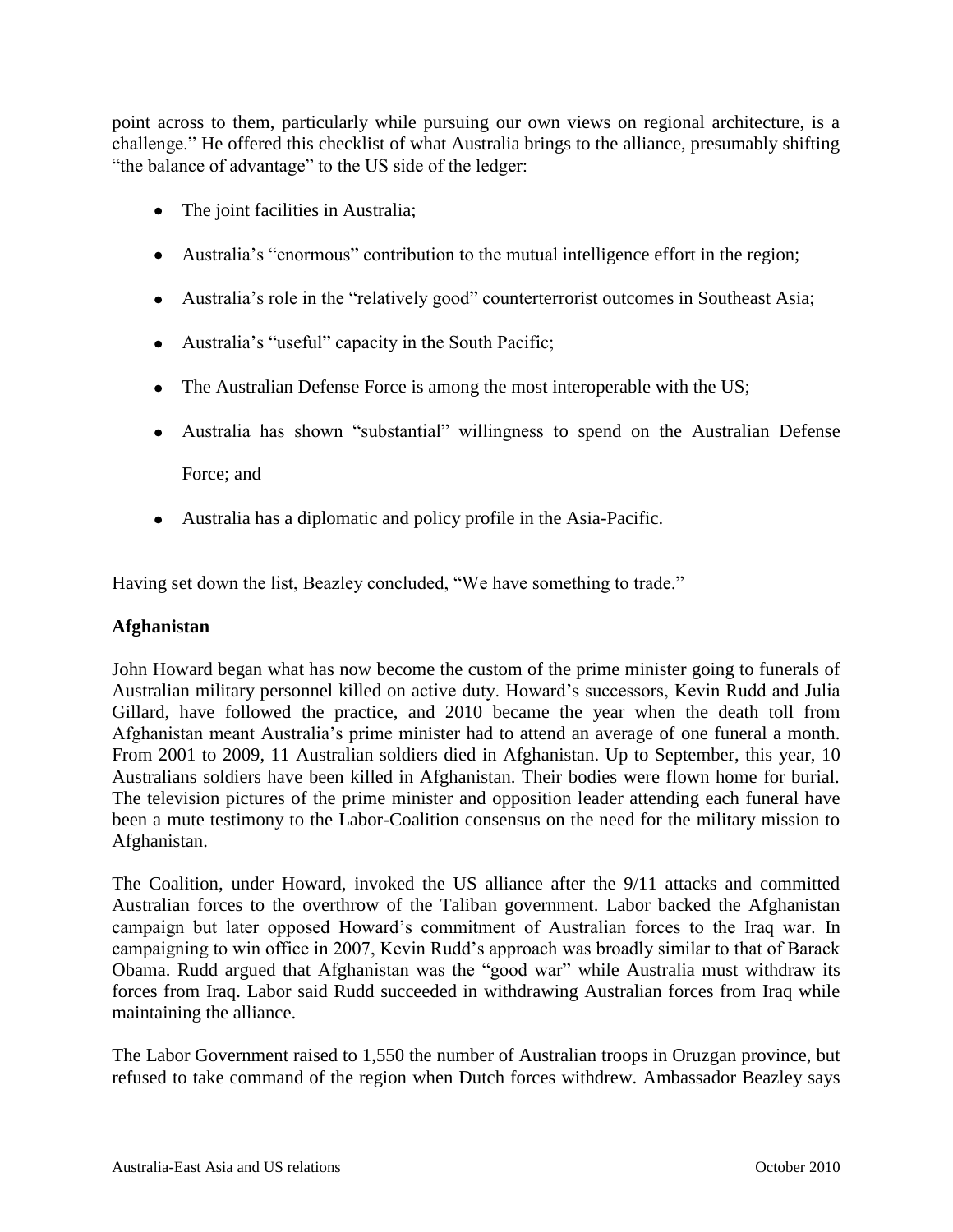point across to them, particularly while pursuing our own views on regional architecture, is a challenge." He offered this checklist of what Australia brings to the alliance, presumably shifting "the balance of advantage" to the US side of the ledger:

- The joint facilities in Australia;
- Australia's "enormous" contribution to the mutual intelligence effort in the region;
- Australia's role in the "relatively good" counterterrorist outcomes in Southeast Asia;
- Australia's "useful" capacity in the South Pacific;
- The Australian Defense Force is among the most interoperable with the US;
- Australia has shown "substantial" willingness to spend on the Australian Defense Force; and
- Australia has a diplomatic and policy profile in the Asia-Pacific.

Having set down the list, Beazley concluded, "We have something to trade."

**Afghanistan**

John Howard began what has now become the custom of the prime minister going to funerals of Australian military personnel killed on active duty. Howard's successors, Kevin Rudd and Julia Gillard, have followed the practice, and 2010 became the year when the death toll from Afghanistan meant Australia's prime minister had to attend an average of one funeral a month. From 2001 to 2009, 11 Australian soldiers died in Afghanistan. Up to September, this year, 10 Australians soldiers have been killed in Afghanistan. Their bodies were flown home for burial. The television pictures of the prime minister and opposition leader attending each funeral have been a mute testimony to the Labor-Coalition consensus on the need for the military mission to Afghanistan.

The Coalition, under Howard, invoked the US alliance after the 9/11 attacks and committed Australian forces to the overthrow of the Taliban government. Labor backed the Afghanistan campaign but later opposed Howard's commitment of Australian forces to the Iraq war. In campaigning to win office in 2007, Kevin Rudd's approach was broadly similar to that of Barack Obama. Rudd argued that Afghanistan was the "good war" while Australia must withdraw its forces from Iraq. Labor said Rudd succeeded in withdrawing Australian forces from Iraq while maintaining the alliance.

The Labor Government raised to 1,550 the number of Australian troops in Oruzgan province, but refused to take command of the region when Dutch forces withdrew. Ambassador Beazley says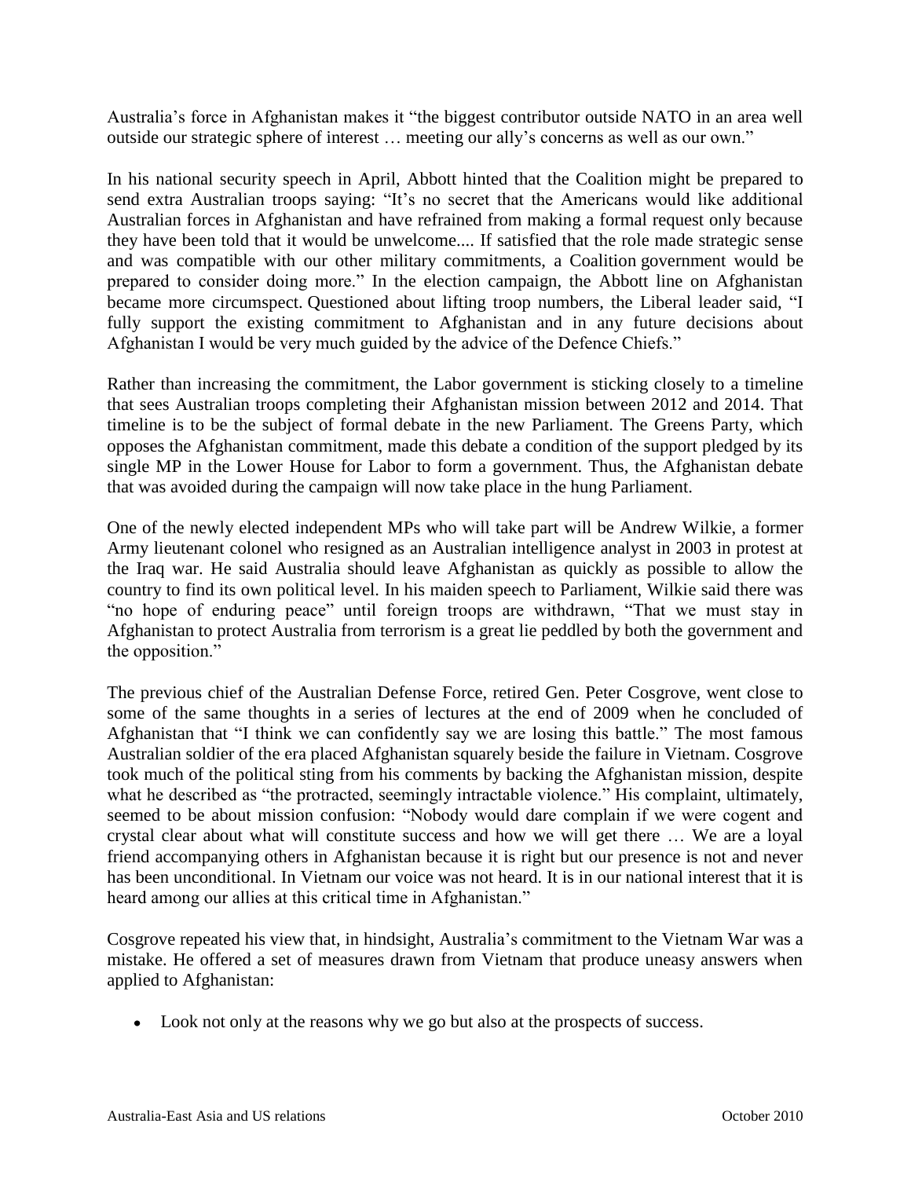Australia's force in Afghanistan makes it "the biggest contributor outside NATO in an area well outside our strategic sphere of interest … meeting our ally's concerns as well as our own."

In his national security speech in April, Abbott hinted that the Coalition might be prepared to send extra Australian troops saying: "It's no secret that the Americans would like additional Australian forces in Afghanistan and have refrained from making a formal request only because they have been told that it would be unwelcome.... If satisfied that the role made strategic sense and was compatible with our other military commitments, a Coalition government would be prepared to consider doing more." In the election campaign, the Abbott line on Afghanistan became more circumspect. Questioned about lifting troop numbers, the Liberal leader said, "I fully support the existing commitment to Afghanistan and in any future decisions about Afghanistan I would be very much guided by the advice of the Defence Chiefs."

Rather than increasing the commitment, the Labor government is sticking closely to a timeline that sees Australian troops completing their Afghanistan mission between 2012 and 2014. That timeline is to be the subject of formal debate in the new Parliament. The Greens Party, which opposes the Afghanistan commitment, made this debate a condition of the support pledged by its single MP in the Lower House for Labor to form a government. Thus, the Afghanistan debate that was avoided during the campaign will now take place in the hung Parliament.

One of the newly elected independent MPs who will take part will be Andrew Wilkie, a former Army lieutenant colonel who resigned as an Australian intelligence analyst in 2003 in protest at the Iraq war. He said Australia should leave Afghanistan as quickly as possible to allow the country to find its own political level. In his maiden speech to Parliament, Wilkie said there was "no hope of enduring peace" until foreign troops are withdrawn, "That we must stay in Afghanistan to protect Australia from terrorism is a great lie peddled by both the government and the opposition."

The previous chief of the Australian Defense Force, retired Gen. Peter Cosgrove, went close to some of the same thoughts in a series of lectures at the end of 2009 when he concluded of Afghanistan that "I think we can confidently say we are losing this battle." The most famous Australian soldier of the era placed Afghanistan squarely beside the failure in Vietnam. Cosgrove took much of the political sting from his comments by backing the Afghanistan mission, despite what he described as "the protracted, seemingly intractable violence." His complaint, ultimately, seemed to be about mission confusion: "Nobody would dare complain if we were cogent and crystal clear about what will constitute success and how we will get there … We are a loyal friend accompanying others in Afghanistan because it is right but our presence is not and never has been unconditional. In Vietnam our voice was not heard. It is in our national interest that it is heard among our allies at this critical time in Afghanistan."

Cosgrove repeated his view that, in hindsight, Australia's commitment to the Vietnam War was a mistake. He offered a set of measures drawn from Vietnam that produce uneasy answers when applied to Afghanistan:

- Look not only at the reasons why we go but also at the prospects of success.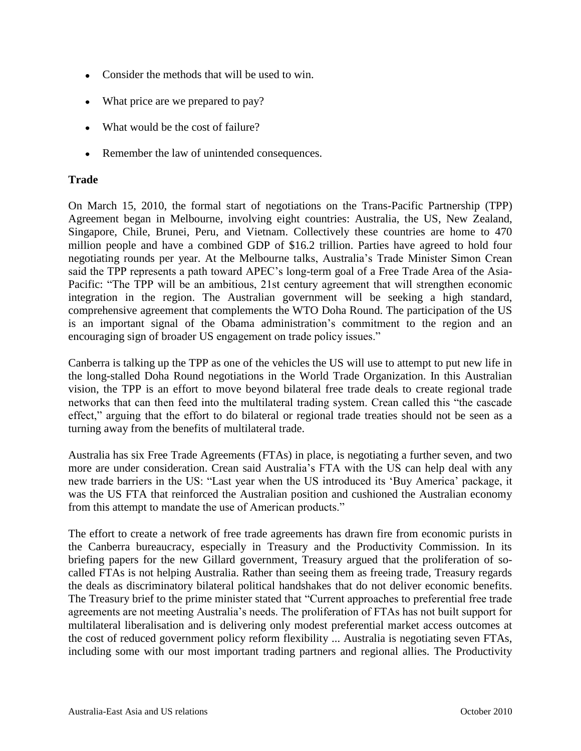- Consider the methods that will be used to win.
- What price are we prepared to pay?
- What would be the cost of failure?
- Remember the law of unintended consequences.

**Trade**

On March 15, 2010, the formal start of negotiations on the Trans-Pacific Partnership (TPP) Agreement began in Melbourne, involving eight countries: Australia, the US, New Zealand, Singapore, Chile, Brunei, Peru, and Vietnam. Collectively these countries are home to 470 million people and have a combined GDP of $16.2 trillion. Parties have agreed to hold four negotiating rounds per year. At the Melbourne talks, Australia's Trade Minister Simon Crean said the TPP represents a path toward APEC's long-term goal of a Free Trade Area of the Asia-Pacific: "The TPP will be an ambitious, 21st century agreement that will strengthen economic integration in the region. The Australian government will be seeking a high standard, comprehensive agreement that complements the WTO Doha Round. The participation of the US is an important signal of the Obama administration's commitment to the region and an encouraging sign of broader US engagement on trade policy issues."

Canberra is talking up the TPP as one of the vehicles the US will use to attempt to put new life in the long-stalled Doha Round negotiations in the World Trade Organization. In this Australian vision, the TPP is an effort to move beyond bilateral free trade deals to create regional trade networks that can then feed into the multilateral trading system. Crean called this "the cascade effect," arguing that the effort to do bilateral or regional trade treaties should not be seen as a turning away from the benefits of multilateral trade.

Australia has six Free Trade Agreements (FTAs) in place, is negotiating a further seven, and two more are under consideration. Crean said Australia's FTA with the US can help deal with any new trade barriers in the US: "Last year when the US introduced its 'Buy America' package, it was the US FTA that reinforced the Australian position and cushioned the Australian economy from this attempt to mandate the use of American products."

The effort to create a network of free trade agreements has drawn fire from economic purists in the Canberra bureaucracy, especially in Treasury and the Productivity Commission. In its briefing papers for the new Gillard government, Treasury argued that the proliferation of so-called FTAs is not helping Australia. Rather than seeing them as freeing trade, Treasury regards the deals as discriminatory bilateral political handshakes that do not deliver economic benefits. The Treasury brief to the prime minister stated that "Current approaches to preferential free trade agreements are not meeting Australia's needs. The proliferation of FTAs has not built support for multilateral liberalisation and is delivering only modest preferential market access outcomes at the cost of reduced government policy reform flexibility ... Australia is negotiating seven FTAs, including some with our most important trading partners and regional allies. The Productivity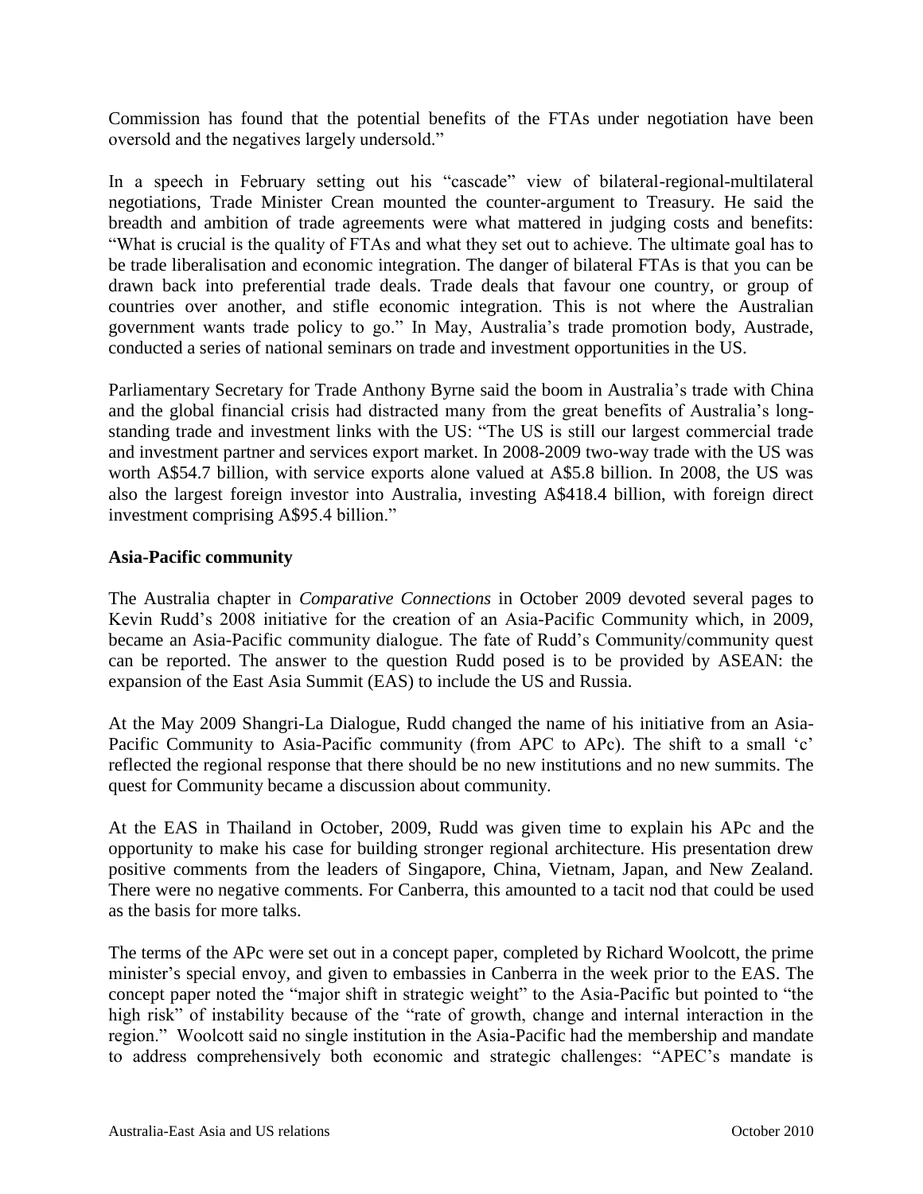Commission has found that the potential benefits of the FTAs under negotiation have been oversold and the negatives largely undersold."

In a speech in February setting out his "cascade" view of bilateral-regional-multilateral negotiations, Trade Minister Crean mounted the counter-argument to Treasury. He said the breadth and ambition of trade agreements were what mattered in judging costs and benefits: "What is crucial is the quality of FTAs and what they set out to achieve. The ultimate goal has to be trade liberalisation and economic integration. The danger of bilateral FTAs is that you can be drawn back into preferential trade deals. Trade deals that favour one country, or group of countries over another, and stifle economic integration. This is not where the Australian government wants trade policy to go." In May, Australia's trade promotion body, Austrade, conducted a series of national seminars on trade and investment opportunities in the US.

Parliamentary Secretary for Trade Anthony Byrne said the boom in Australia's trade with China and the global financial crisis had distracted many from the great benefits of Australia's long-standing trade and investment links with the US: "The US is still our largest commercial trade and investment partner and services export market. In 2008-2009 two-way trade with the US was worth A$54.7 billion, with service exports alone valued at A$5.8 billion. In 2008, the US was also the largest foreign investor into Australia, investing A$418.4 billion, with foreign direct investment comprising A$95.4 billion."

### Asia-Pacific community

The Australia chapter in *Comparative Connections* in October 2009 devoted several pages to Kevin Rudd's 2008 initiative for the creation of an Asia-Pacific Community which, in 2009, became an Asia-Pacific community dialogue. The fate of Rudd's Community/community quest can be reported. The answer to the question Rudd posed is to be provided by ASEAN: the expansion of the East Asia Summit (EAS) to include the US and Russia.

At the May 2009 Shangri-La Dialogue, Rudd changed the name of his initiative from an Asia-Pacific Community to Asia-Pacific community (from APC to APc). The shift to a small 'c' reflected the regional response that there should be no new institutions and no new summits. The quest for Community became a discussion about community.

At the EAS in Thailand in October, 2009, Rudd was given time to explain his APc and the opportunity to make his case for building stronger regional architecture. His presentation drew positive comments from the leaders of Singapore, China, Vietnam, Japan, and New Zealand. There were no negative comments. For Canberra, this amounted to a tacit nod that could be used as the basis for more talks.

The terms of the APc were set out in a concept paper, completed by Richard Woolcott, the prime minister's special envoy, and given to embassies in Canberra in the week prior to the EAS. The concept paper noted the "major shift in strategic weight" to the Asia-Pacific but pointed to "the high risk" of instability because of the "rate of growth, change and internal interaction in the region." Woolcott said no single institution in the Asia-Pacific had the membership and mandate to address comprehensively both economic and strategic challenges: "APEC's mandate is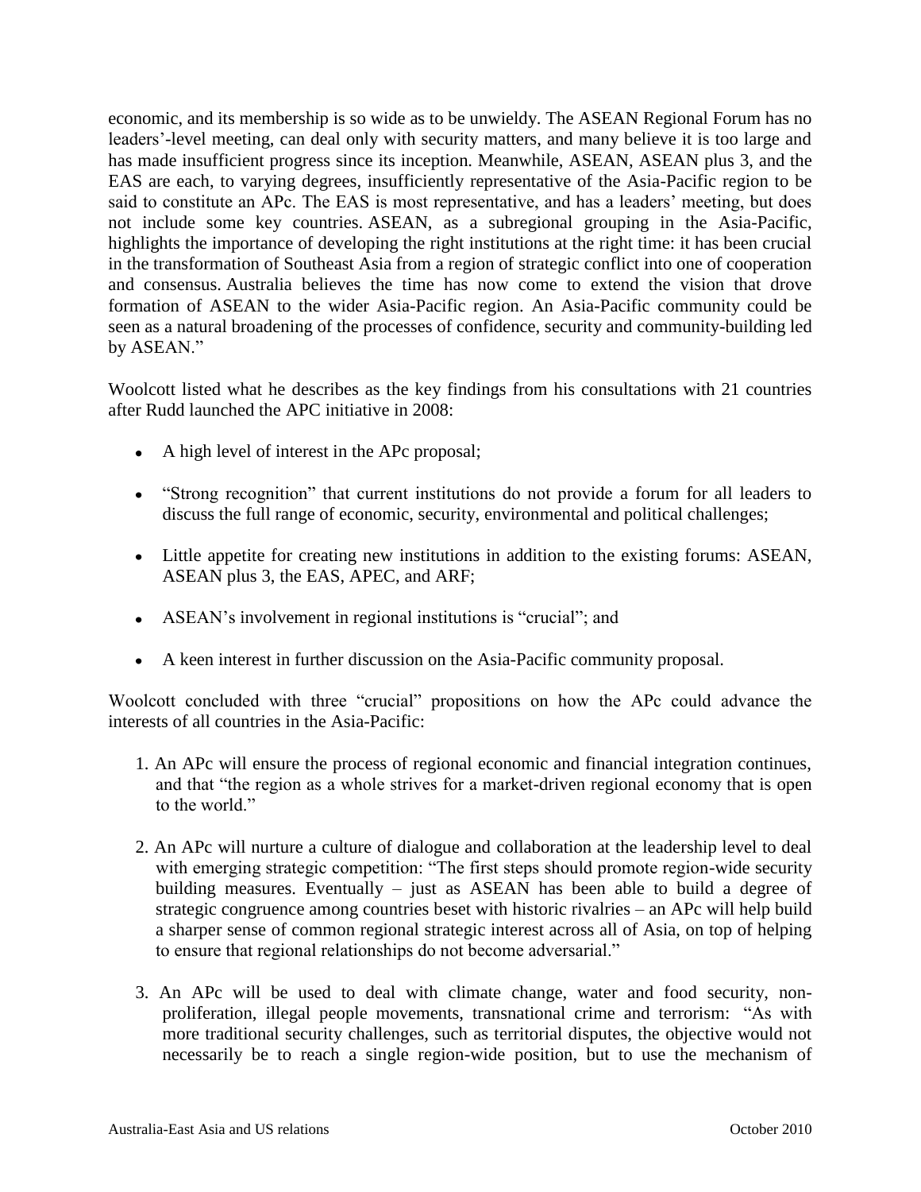economic, and its membership is so wide as to be unwieldy. The ASEAN Regional Forum has no leaders'-level meeting, can deal only with security matters, and many believe it is too large and has made insufficient progress since its inception. Meanwhile, ASEAN, ASEAN plus 3, and the EAS are each, to varying degrees, insufficiently representative of the Asia-Pacific region to be said to constitute an APc. The EAS is most representative, and has a leaders' meeting, but does not include some key countries. ASEAN, as a subregional grouping in the Asia-Pacific, highlights the importance of developing the right institutions at the right time: it has been crucial in the transformation of Southeast Asia from a region of strategic conflict into one of cooperation and consensus. Australia believes the time has now come to extend the vision that drove formation of ASEAN to the wider Asia-Pacific region. An Asia-Pacific community could be seen as a natural broadening of the processes of confidence, security and community-building led by ASEAN."

Woolcott listed what he describes as the key findings from his consultations with 21 countries after Rudd launched the APC initiative in 2008:

- A high level of interest in the APc proposal;
- "Strong recognition" that current institutions do not provide a forum for all leaders to discuss the full range of economic, security, environmental and political challenges;
- Little appetite for creating new institutions in addition to the existing forums: ASEAN, ASEAN plus 3, the EAS, APEC, and ARF;
- ASEAN's involvement in regional institutions is "crucial"; and
- A keen interest in further discussion on the Asia-Pacific community proposal.

Woolcott concluded with three "crucial" propositions on how the APc could advance the interests of all countries in the Asia-Pacific:

1. An APc will ensure the process of regional economic and financial integration continues, and that "the region as a whole strives for a market-driven regional economy that is open to the world."
2. An APc will nurture a culture of dialogue and collaboration at the leadership level to deal with emerging strategic competition: "The first steps should promote region-wide security building measures. Eventually – just as ASEAN has been able to build a degree of strategic congruence among countries beset with historic rivalries – an APc will help build a sharper sense of common regional strategic interest across all of Asia, on top of helping to ensure that regional relationships do not become adversarial."
3. An APc will be used to deal with climate change, water and food security, non-proliferation, illegal people movements, transnational crime and terrorism: "As with more traditional security challenges, such as territorial disputes, the objective would not necessarily be to reach a single region-wide position, but to use the mechanism of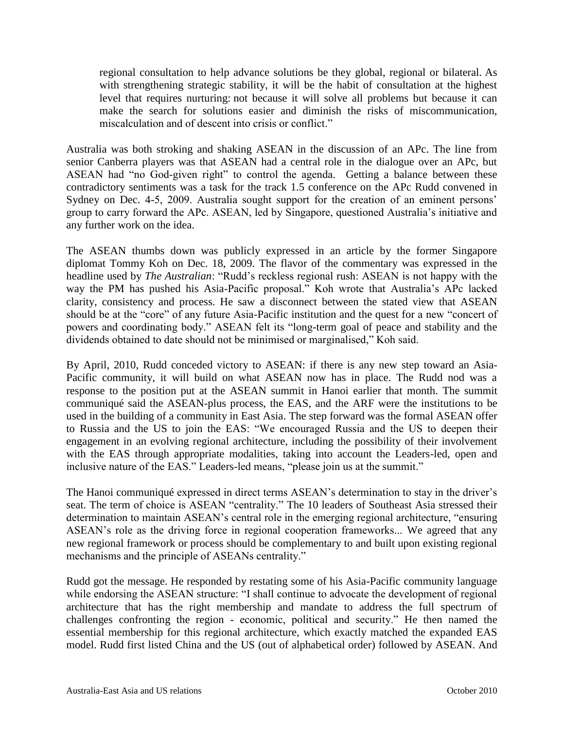> regional consultation to help advance solutions be they global, regional or bilateral. As with strengthening strategic stability, it will be the habit of consultation at the highest level that requires nurturing: not because it will solve all problems but because it can make the search for solutions easier and diminish the risks of miscommunication, miscalculation and of descent into crisis or conflict."

Australia was both stroking and shaking ASEAN in the discussion of an APc. The line from senior Canberra players was that ASEAN had a central role in the dialogue over an APc, but ASEAN had "no God-given right" to control the agenda. Getting a balance between these contradictory sentiments was a task for the track 1.5 conference on the APc Rudd convened in Sydney on Dec. 4-5, 2009. Australia sought support for the creation of an eminent persons' group to carry forward the APc. ASEAN, led by Singapore, questioned Australia's initiative and any further work on the idea.

The ASEAN thumbs down was publicly expressed in an article by the former Singapore diplomat Tommy Koh on Dec. 18, 2009. The flavor of the commentary was expressed in the headline used by *The Australian*: "Rudd's reckless regional rush: ASEAN is not happy with the way the PM has pushed his Asia-Pacific proposal." Koh wrote that Australia's APc lacked clarity, consistency and process. He saw a disconnect between the stated view that ASEAN should be at the "core" of any future Asia-Pacific institution and the quest for a new "concert of powers and coordinating body." ASEAN felt its "long-term goal of peace and stability and the dividends obtained to date should not be minimised or marginalised," Koh said.

By April, 2010, Rudd conceded victory to ASEAN: if there is any new step toward an Asia-Pacific community, it will build on what ASEAN now has in place. The Rudd nod was a response to the position put at the ASEAN summit in Hanoi earlier that month. The summit communiqué said the ASEAN-plus process, the EAS, and the ARF were the institutions to be used in the building of a community in East Asia. The step forward was the formal ASEAN offer to Russia and the US to join the EAS: "We encouraged Russia and the US to deepen their engagement in an evolving regional architecture, including the possibility of their involvement with the EAS through appropriate modalities, taking into account the Leaders-led, open and inclusive nature of the EAS." Leaders-led means, "please join us at the summit."

The Hanoi communiqué expressed in direct terms ASEAN's determination to stay in the driver's seat. The term of choice is ASEAN "centrality." The 10 leaders of Southeast Asia stressed their determination to maintain ASEAN's central role in the emerging regional architecture, "ensuring ASEAN's role as the driving force in regional cooperation frameworks... We agreed that any new regional framework or process should be complementary to and built upon existing regional mechanisms and the principle of ASEANs centrality."

Rudd got the message. He responded by restating some of his Asia-Pacific community language while endorsing the ASEAN structure: "I shall continue to advocate the development of regional architecture that has the right membership and mandate to address the full spectrum of challenges confronting the region - economic, political and security." He then named the essential membership for this regional architecture, which exactly matched the expanded EAS model. Rudd first listed China and the US (out of alphabetical order) followed by ASEAN. And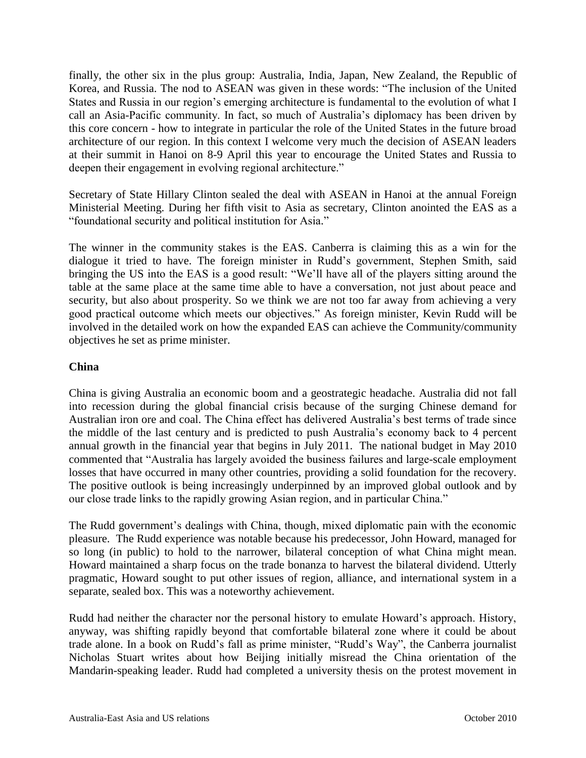finally, the other six in the plus group: Australia, India, Japan, New Zealand, the Republic of Korea, and Russia. The nod to ASEAN was given in these words: "The inclusion of the United States and Russia in our region's emerging architecture is fundamental to the evolution of what I call an Asia-Pacific community. In fact, so much of Australia's diplomacy has been driven by this core concern - how to integrate in particular the role of the United States in the future broad architecture of our region. In this context I welcome very much the decision of ASEAN leaders at their summit in Hanoi on 8-9 April this year to encourage the United States and Russia to deepen their engagement in evolving regional architecture."

Secretary of State Hillary Clinton sealed the deal with ASEAN in Hanoi at the annual Foreign Ministerial Meeting. During her fifth visit to Asia as secretary, Clinton anointed the EAS as a "foundational security and political institution for Asia."

The winner in the community stakes is the EAS. Canberra is claiming this as a win for the dialogue it tried to have. The foreign minister in Rudd's government, Stephen Smith, said bringing the US into the EAS is a good result: "We'll have all of the players sitting around the table at the same place at the same time able to have a conversation, not just about peace and security, but also about prosperity. So we think we are not too far away from achieving a very good practical outcome which meets our objectives." As foreign minister, Kevin Rudd will be involved in the detailed work on how the expanded EAS can achieve the Community/community objectives he set as prime minister.

**China**

China is giving Australia an economic boom and a geostrategic headache. Australia did not fall into recession during the global financial crisis because of the surging Chinese demand for Australian iron ore and coal. The China effect has delivered Australia's best terms of trade since the middle of the last century and is predicted to push Australia's economy back to 4 percent annual growth in the financial year that begins in July 2011. The national budget in May 2010 commented that "Australia has largely avoided the business failures and large-scale employment losses that have occurred in many other countries, providing a solid foundation for the recovery. The positive outlook is being increasingly underpinned by an improved global outlook and by our close trade links to the rapidly growing Asian region, and in particular China."

The Rudd government's dealings with China, though, mixed diplomatic pain with the economic pleasure. The Rudd experience was notable because his predecessor, John Howard, managed for so long (in public) to hold to the narrower, bilateral conception of what China might mean. Howard maintained a sharp focus on the trade bonanza to harvest the bilateral dividend. Utterly pragmatic, Howard sought to put other issues of region, alliance, and international system in a separate, sealed box. This was a noteworthy achievement.

Rudd had neither the character nor the personal history to emulate Howard's approach. History, anyway, was shifting rapidly beyond that comfortable bilateral zone where it could be about trade alone. In a book on Rudd's fall as prime minister, "Rudd's Way", the Canberra journalist Nicholas Stuart writes about how Beijing initially misread the China orientation of the Mandarin-speaking leader. Rudd had completed a university thesis on the protest movement in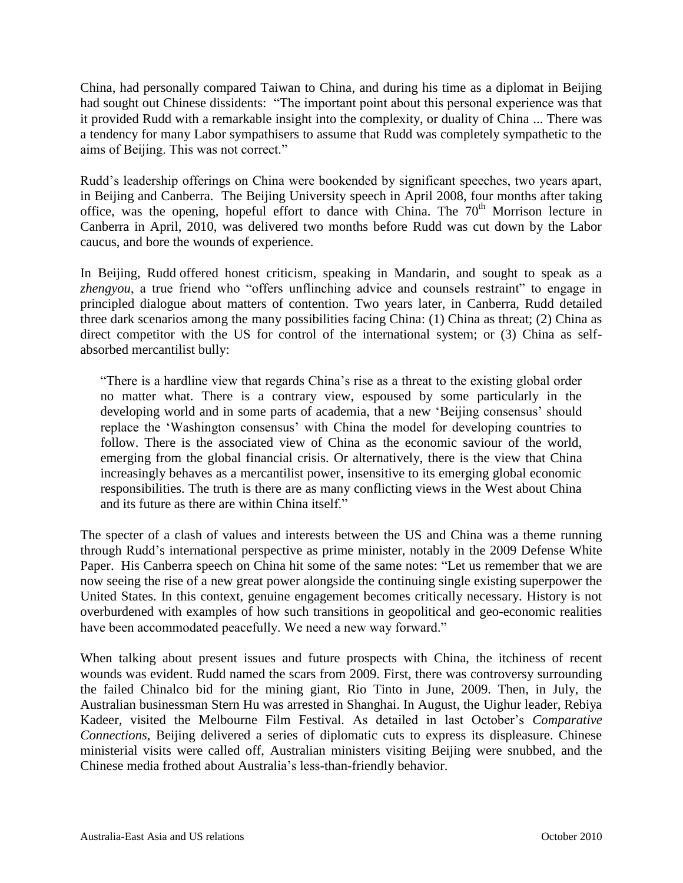China, had personally compared Taiwan to China, and during his time as a diplomat in Beijing had sought out Chinese dissidents: "The important point about this personal experience was that it provided Rudd with a remarkable insight into the complexity, or duality of China ... There was a tendency for many Labor sympathisers to assume that Rudd was completely sympathetic to the aims of Beijing. This was not correct."

Rudd's leadership offerings on China were bookended by significant speeches, two years apart, in Beijing and Canberra. The Beijing University speech in April 2008, four months after taking office, was the opening, hopeful effort to dance with China. The 70th Morrison lecture in Canberra in April, 2010, was delivered two months before Rudd was cut down by the Labor caucus, and bore the wounds of experience.

In Beijing, Rudd offered honest criticism, speaking in Mandarin, and sought to speak as a *zhengyou*, a true friend who "offers unflinching advice and counsels restraint" to engage in principled dialogue about matters of contention. Two years later, in Canberra, Rudd detailed three dark scenarios among the many possibilities facing China: (1) China as threat; (2) China as direct competitor with the US for control of the international system; or (3) China as self-absorbed mercantilist bully:

> "There is a hardline view that regards China's rise as a threat to the existing global order no matter what. There is a contrary view, espoused by some particularly in the developing world and in some parts of academia, that a new 'Beijing consensus' should replace the 'Washington consensus' with China the model for developing countries to follow. There is the associated view of China as the economic saviour of the world, emerging from the global financial crisis. Or alternatively, there is the view that China increasingly behaves as a mercantilist power, insensitive to its emerging global economic responsibilities. The truth is there are as many conflicting views in the West about China and its future as there are within China itself."

The specter of a clash of values and interests between the US and China was a theme running through Rudd's international perspective as prime minister, notably in the 2009 Defense White Paper. His Canberra speech on China hit some of the same notes: "Let us remember that we are now seeing the rise of a new great power alongside the continuing single existing superpower the United States. In this context, genuine engagement becomes critically necessary. History is not overburdened with examples of how such transitions in geopolitical and geo-economic realities have been accommodated peacefully. We need a new way forward."

When talking about present issues and future prospects with China, the itchiness of recent wounds was evident. Rudd named the scars from 2009. First, there was controversy surrounding the failed Chinalco bid for the mining giant, Rio Tinto in June, 2009. Then, in July, the Australian businessman Stern Hu was arrested in Shanghai. In August, the Uighur leader, Rebiya Kadeer, visited the Melbourne Film Festival. As detailed in last October's *Comparative Connections*, Beijing delivered a series of diplomatic cuts to express its displeasure. Chinese ministerial visits were called off, Australian ministers visiting Beijing were snubbed, and the Chinese media frothed about Australia's less-than-friendly behavior.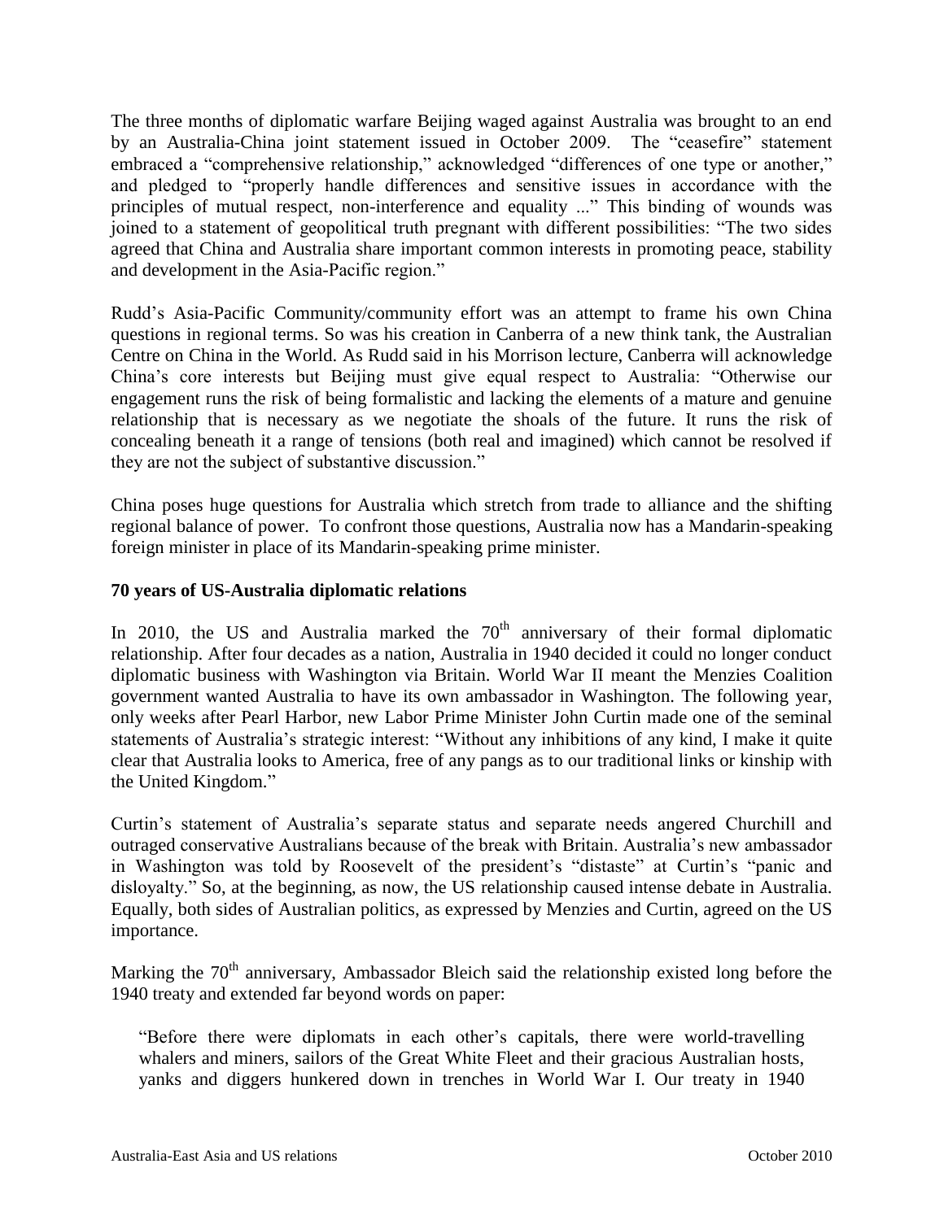The three months of diplomatic warfare Beijing waged against Australia was brought to an end by an Australia-China joint statement issued in October 2009. The "ceasefire" statement embraced a "comprehensive relationship," acknowledged "differences of one type or another," and pledged to "properly handle differences and sensitive issues in accordance with the principles of mutual respect, non-interference and equality ..." This binding of wounds was joined to a statement of geopolitical truth pregnant with different possibilities: "The two sides agreed that China and Australia share important common interests in promoting peace, stability and development in the Asia-Pacific region."

Rudd's Asia-Pacific Community/community effort was an attempt to frame his own China questions in regional terms. So was his creation in Canberra of a new think tank, the Australian Centre on China in the World. As Rudd said in his Morrison lecture, Canberra will acknowledge China's core interests but Beijing must give equal respect to Australia: "Otherwise our engagement runs the risk of being formalistic and lacking the elements of a mature and genuine relationship that is necessary as we negotiate the shoals of the future. It runs the risk of concealing beneath it a range of tensions (both real and imagined) which cannot be resolved if they are not the subject of substantive discussion."

China poses huge questions for Australia which stretch from trade to alliance and the shifting regional balance of power. To confront those questions, Australia now has a Mandarin-speaking foreign minister in place of its Mandarin-speaking prime minister.

**70 years of US-Australia diplomatic relations**

In 2010, the US and Australia marked the 70th anniversary of their formal diplomatic relationship. After four decades as a nation, Australia in 1940 decided it could no longer conduct diplomatic business with Washington via Britain. World War II meant the Menzies Coalition government wanted Australia to have its own ambassador in Washington. The following year, only weeks after Pearl Harbor, new Labor Prime Minister John Curtin made one of the seminal statements of Australia's strategic interest: "Without any inhibitions of any kind, I make it quite clear that Australia looks to America, free of any pangs as to our traditional links or kinship with the United Kingdom."

Curtin's statement of Australia's separate status and separate needs angered Churchill and outraged conservative Australians because of the break with Britain. Australia's new ambassador in Washington was told by Roosevelt of the president's "distaste" at Curtin's "panic and disloyalty." So, at the beginning, as now, the US relationship caused intense debate in Australia. Equally, both sides of Australian politics, as expressed by Menzies and Curtin, agreed on the US importance.

Marking the 70th anniversary, Ambassador Bleich said the relationship existed long before the 1940 treaty and extended far beyond words on paper:

> "Before there were diplomats in each other's capitals, there were world-travelling whalers and miners, sailors of the Great White Fleet and their gracious Australian hosts, yanks and diggers hunkered down in trenches in World War I. Our treaty in 1940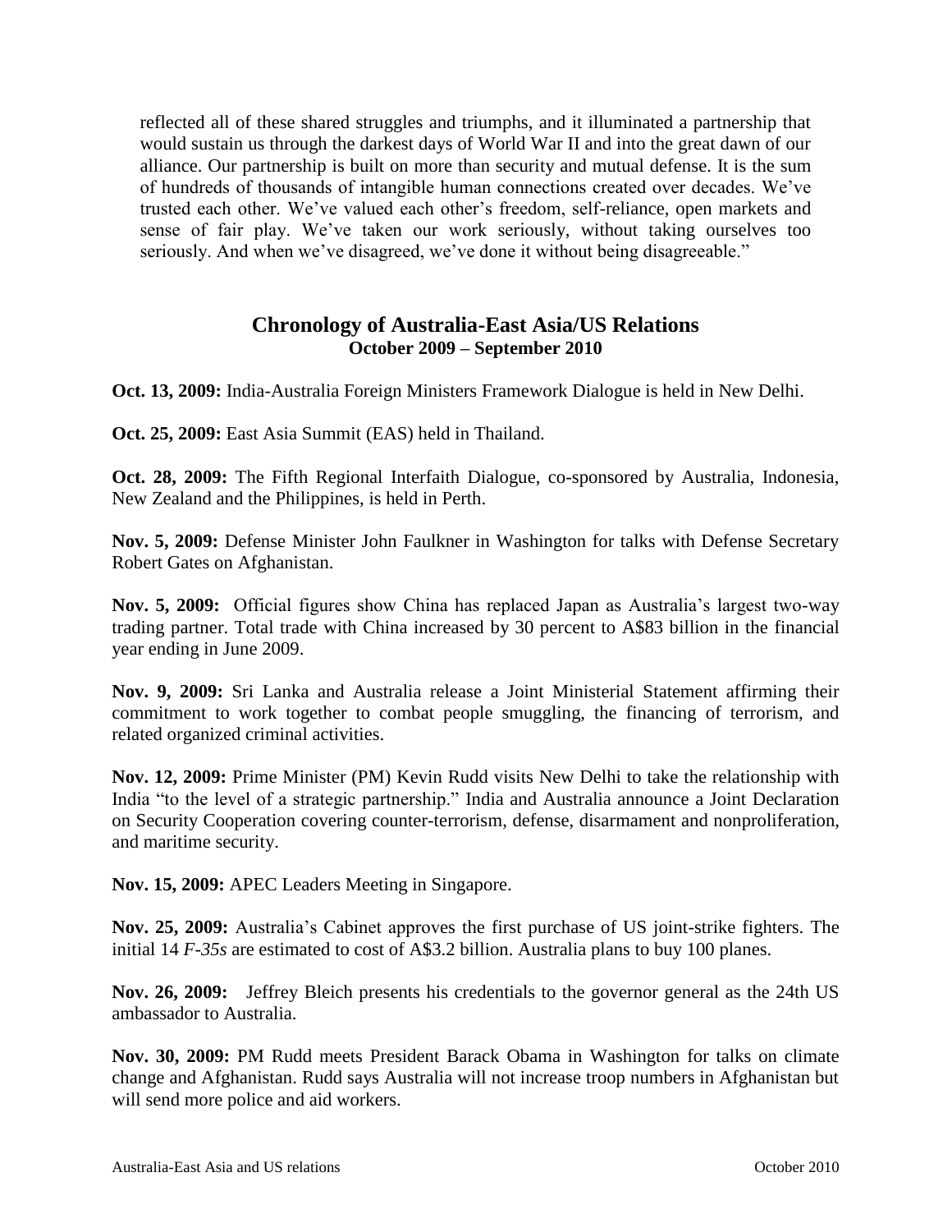> reflected all of these shared struggles and triumphs, and it illuminated a partnership that would sustain us through the darkest days of World War II and into the great dawn of our alliance. Our partnership is built on more than security and mutual defense. It is the sum of hundreds of thousands of intangible human connections created over decades. We've trusted each other. We've valued each other's freedom, self-reliance, open markets and sense of fair play. We've taken our work seriously, without taking ourselves too seriously. And when we've disagreed, we've done it without being disagreeable."

## Chronology of Australia-East Asia/US Relations
### October 2009 – September 2010

**Oct. 13, 2009:** India-Australia Foreign Ministers Framework Dialogue is held in New Delhi.

**Oct. 25, 2009:** East Asia Summit (EAS) held in Thailand.

**Oct. 28, 2009:** The Fifth Regional Interfaith Dialogue, co-sponsored by Australia, Indonesia, New Zealand and the Philippines, is held in Perth.

**Nov. 5, 2009:** Defense Minister John Faulkner in Washington for talks with Defense Secretary Robert Gates on Afghanistan.

**Nov. 5, 2009:** Official figures show China has replaced Japan as Australia's largest two-way trading partner. Total trade with China increased by 30 percent to A$83 billion in the financial year ending in June 2009.

**Nov. 9, 2009:** Sri Lanka and Australia release a Joint Ministerial Statement affirming their commitment to work together to combat people smuggling, the financing of terrorism, and related organized criminal activities.

**Nov. 12, 2009:** Prime Minister (PM) Kevin Rudd visits New Delhi to take the relationship with India "to the level of a strategic partnership." India and Australia announce a Joint Declaration on Security Cooperation covering counter-terrorism, defense, disarmament and nonproliferation, and maritime security.

**Nov. 15, 2009:** APEC Leaders Meeting in Singapore.

**Nov. 25, 2009:** Australia's Cabinet approves the first purchase of US joint-strike fighters. The initial 14 *F-35s* are estimated to cost of A$3.2 billion. Australia plans to buy 100 planes.

**Nov. 26, 2009:** Jeffrey Bleich presents his credentials to the governor general as the 24th US ambassador to Australia.

**Nov. 30, 2009:** PM Rudd meets President Barack Obama in Washington for talks on climate change and Afghanistan. Rudd says Australia will not increase troop numbers in Afghanistan but will send more police and aid workers.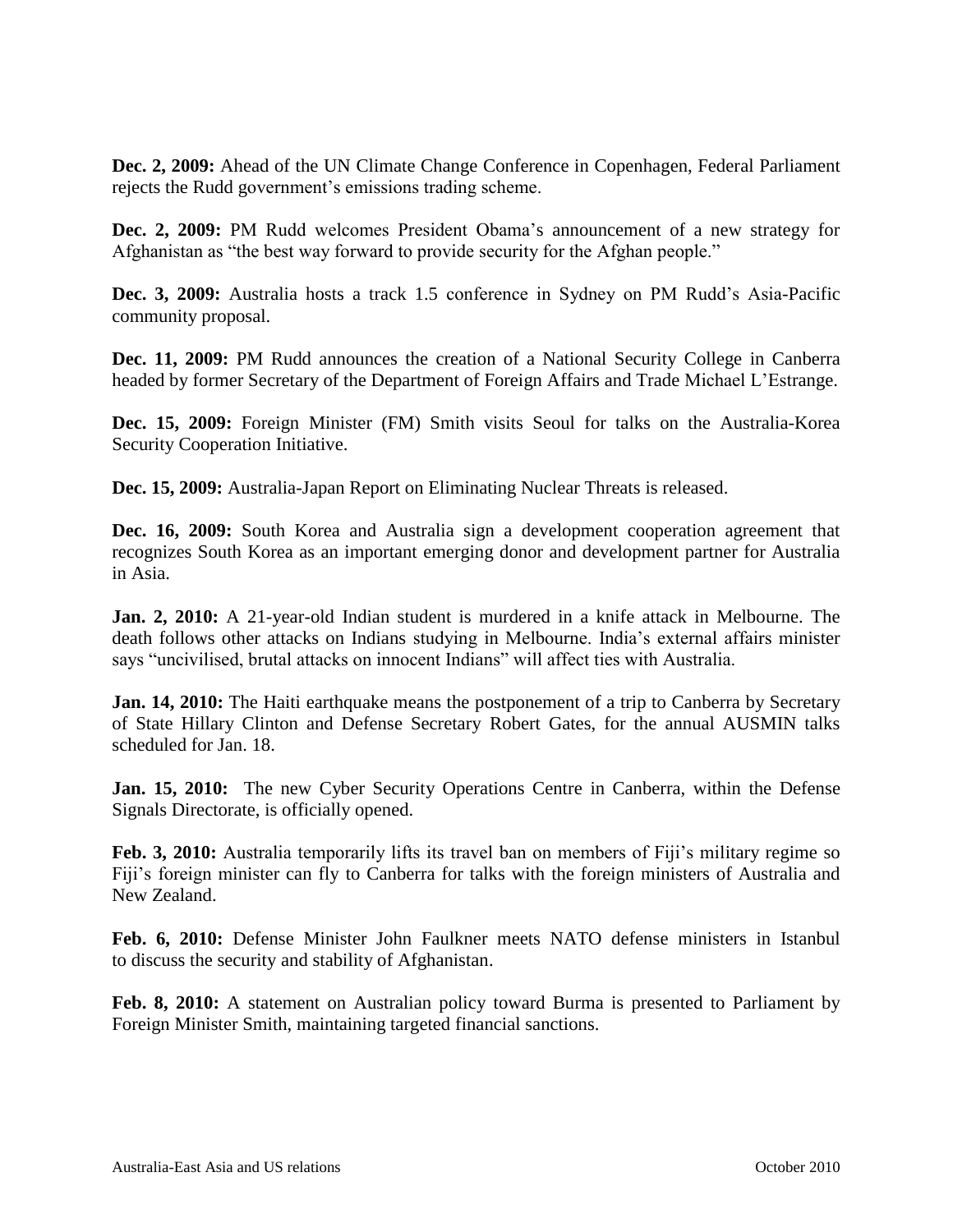**Dec. 2, 2009:** Ahead of the UN Climate Change Conference in Copenhagen, Federal Parliament rejects the Rudd government's emissions trading scheme.

**Dec. 2, 2009:** PM Rudd welcomes President Obama's announcement of a new strategy for Afghanistan as "the best way forward to provide security for the Afghan people."

**Dec. 3, 2009:** Australia hosts a track 1.5 conference in Sydney on PM Rudd's Asia-Pacific community proposal.

**Dec. 11, 2009:** PM Rudd announces the creation of a National Security College in Canberra headed by former Secretary of the Department of Foreign Affairs and Trade Michael L'Estrange.

**Dec. 15, 2009:** Foreign Minister (FM) Smith visits Seoul for talks on the Australia-Korea Security Cooperation Initiative.

**Dec. 15, 2009:** Australia-Japan Report on Eliminating Nuclear Threats is released.

**Dec. 16, 2009:** South Korea and Australia sign a development cooperation agreement that recognizes South Korea as an important emerging donor and development partner for Australia in Asia.

**Jan. 2, 2010:** A 21-year-old Indian student is murdered in a knife attack in Melbourne. The death follows other attacks on Indians studying in Melbourne. India's external affairs minister says "uncivilised, brutal attacks on innocent Indians" will affect ties with Australia.

**Jan. 14, 2010:** The Haiti earthquake means the postponement of a trip to Canberra by Secretary of State Hillary Clinton and Defense Secretary Robert Gates, for the annual AUSMIN talks scheduled for Jan. 18.

**Jan. 15, 2010:** The new Cyber Security Operations Centre in Canberra, within the Defense Signals Directorate, is officially opened.

**Feb. 3, 2010:** Australia temporarily lifts its travel ban on members of Fiji's military regime so Fiji's foreign minister can fly to Canberra for talks with the foreign ministers of Australia and New Zealand.

**Feb. 6, 2010:** Defense Minister John Faulkner meets NATO defense ministers in Istanbul to discuss the security and stability of Afghanistan.

**Feb. 8, 2010:** A statement on Australian policy toward Burma is presented to Parliament by Foreign Minister Smith, maintaining targeted financial sanctions.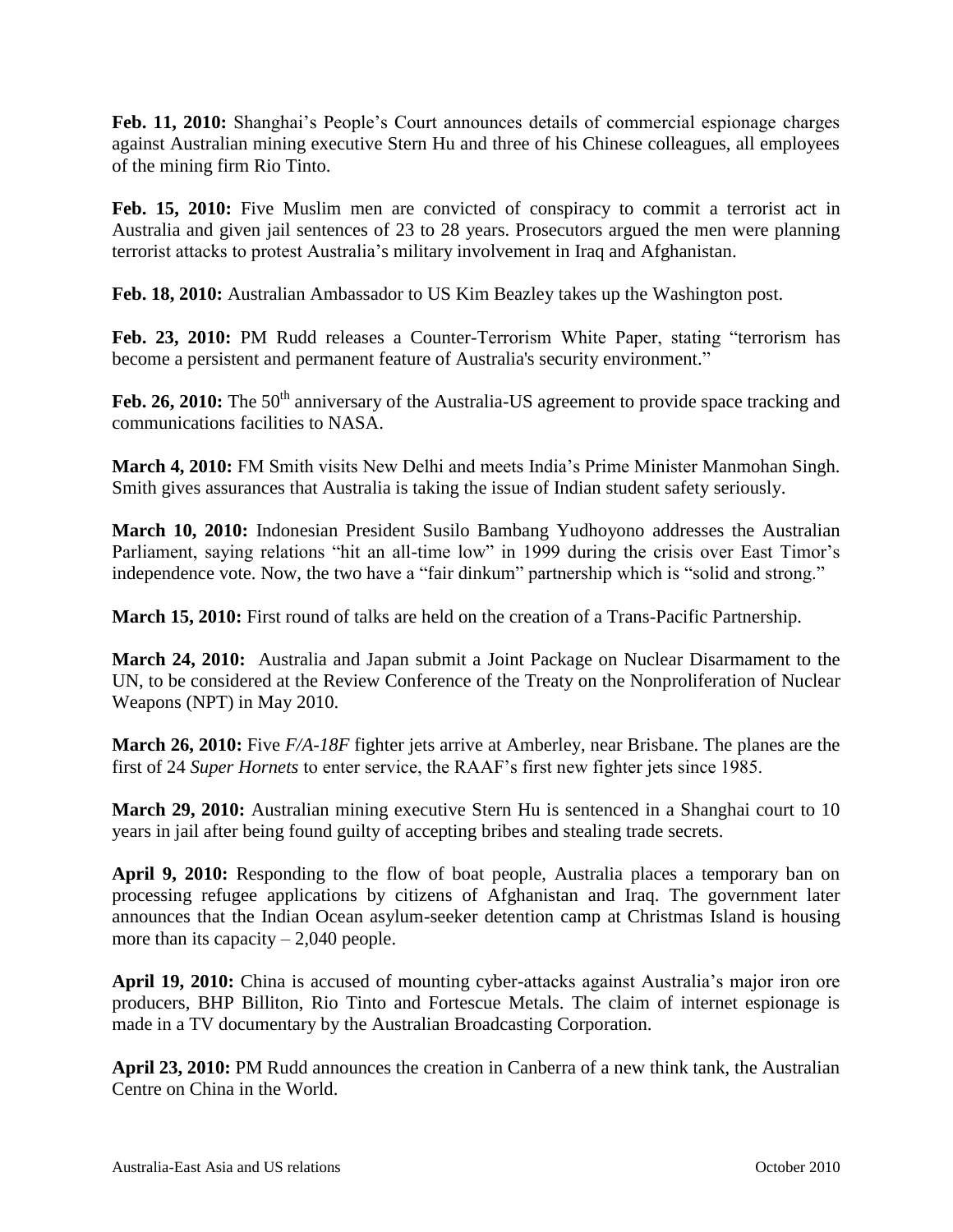**Feb. 11, 2010:** Shanghai's People's Court announces details of commercial espionage charges against Australian mining executive Stern Hu and three of his Chinese colleagues, all employees of the mining firm Rio Tinto.

**Feb. 15, 2010:** Five Muslim men are convicted of conspiracy to commit a terrorist act in Australia and given jail sentences of 23 to 28 years. Prosecutors argued the men were planning terrorist attacks to protest Australia's military involvement in Iraq and Afghanistan.

**Feb. 18, 2010:** Australian Ambassador to US Kim Beazley takes up the Washington post.

**Feb. 23, 2010:** PM Rudd releases a Counter-Terrorism White Paper, stating "terrorism has become a persistent and permanent feature of Australia's security environment."

**Feb. 26, 2010:** The 50th anniversary of the Australia-US agreement to provide space tracking and communications facilities to NASA.

**March 4, 2010:** FM Smith visits New Delhi and meets India's Prime Minister Manmohan Singh. Smith gives assurances that Australia is taking the issue of Indian student safety seriously.

**March 10, 2010:** Indonesian President Susilo Bambang Yudhoyono addresses the Australian Parliament, saying relations "hit an all-time low" in 1999 during the crisis over East Timor's independence vote. Now, the two have a "fair dinkum" partnership which is "solid and strong."

**March 15, 2010:** First round of talks are held on the creation of a Trans-Pacific Partnership.

**March 24, 2010:** Australia and Japan submit a Joint Package on Nuclear Disarmament to the UN, to be considered at the Review Conference of the Treaty on the Nonproliferation of Nuclear Weapons (NPT) in May 2010.

**March 26, 2010:** Five *F/A-18F* fighter jets arrive at Amberley, near Brisbane. The planes are the first of 24 *Super Hornets* to enter service, the RAAF's first new fighter jets since 1985.

**March 29, 2010:** Australian mining executive Stern Hu is sentenced in a Shanghai court to 10 years in jail after being found guilty of accepting bribes and stealing trade secrets.

**April 9, 2010:** Responding to the flow of boat people, Australia places a temporary ban on processing refugee applications by citizens of Afghanistan and Iraq. The government later announces that the Indian Ocean asylum-seeker detention camp at Christmas Island is housing more than its capacity – 2,040 people.

**April 19, 2010:** China is accused of mounting cyber-attacks against Australia's major iron ore producers, BHP Billiton, Rio Tinto and Fortescue Metals. The claim of internet espionage is made in a TV documentary by the Australian Broadcasting Corporation.

**April 23, 2010:** PM Rudd announces the creation in Canberra of a new think tank, the Australian Centre on China in the World.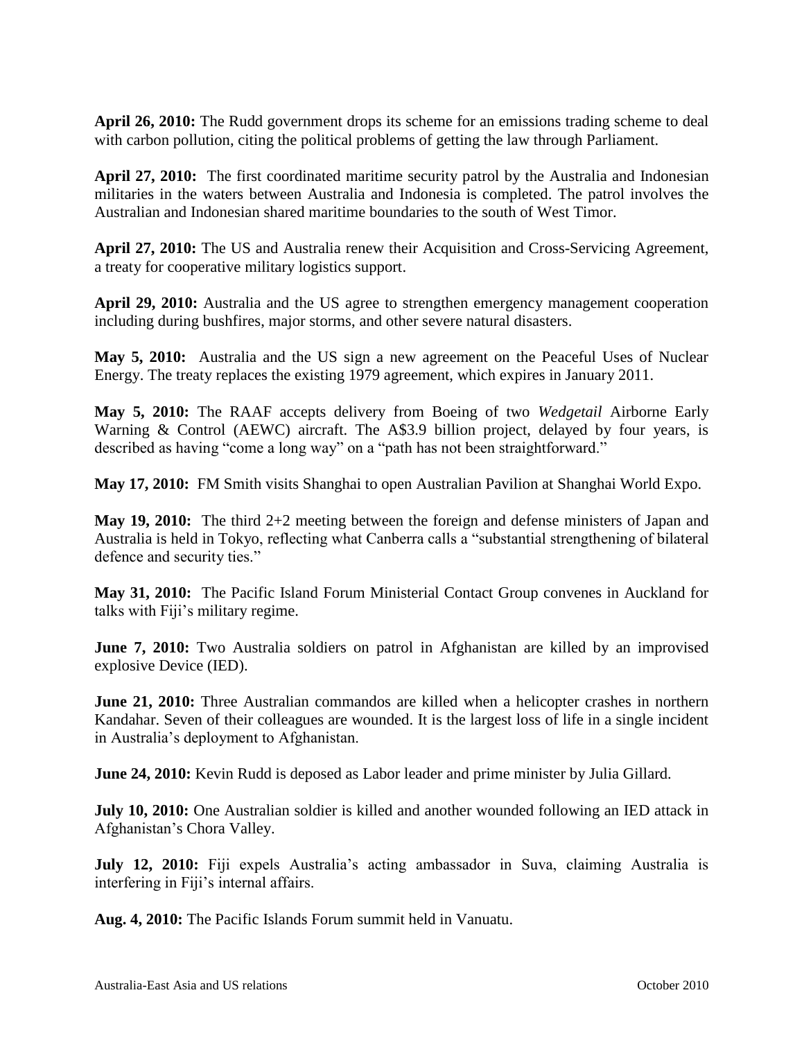**April 26, 2010:** The Rudd government drops its scheme for an emissions trading scheme to deal with carbon pollution, citing the political problems of getting the law through Parliament.

**April 27, 2010:** The first coordinated maritime security patrol by the Australia and Indonesian militaries in the waters between Australia and Indonesia is completed. The patrol involves the Australian and Indonesian shared maritime boundaries to the south of West Timor.

**April 27, 2010:** The US and Australia renew their Acquisition and Cross-Servicing Agreement, a treaty for cooperative military logistics support.

**April 29, 2010:** Australia and the US agree to strengthen emergency management cooperation including during bushfires, major storms, and other severe natural disasters.

**May 5, 2010:** Australia and the US sign a new agreement on the Peaceful Uses of Nuclear Energy. The treaty replaces the existing 1979 agreement, which expires in January 2011.

**May 5, 2010:** The RAAF accepts delivery from Boeing of two *Wedgetail* Airborne Early Warning & Control (AEWC) aircraft. The A$3.9 billion project, delayed by four years, is described as having "come a long way" on a "path has not been straightforward."

**May 17, 2010:** FM Smith visits Shanghai to open Australian Pavilion at Shanghai World Expo.

**May 19, 2010:** The third 2+2 meeting between the foreign and defense ministers of Japan and Australia is held in Tokyo, reflecting what Canberra calls a "substantial strengthening of bilateral defence and security ties."

**May 31, 2010:** The Pacific Island Forum Ministerial Contact Group convenes in Auckland for talks with Fiji's military regime.

**June 7, 2010:** Two Australia soldiers on patrol in Afghanistan are killed by an improvised explosive Device (IED).

**June 21, 2010:** Three Australian commandos are killed when a helicopter crashes in northern Kandahar. Seven of their colleagues are wounded. It is the largest loss of life in a single incident in Australia's deployment to Afghanistan.

**June 24, 2010:** Kevin Rudd is deposed as Labor leader and prime minister by Julia Gillard.

**July 10, 2010:** One Australian soldier is killed and another wounded following an IED attack in Afghanistan's Chora Valley.

**July 12, 2010:** Fiji expels Australia's acting ambassador in Suva, claiming Australia is interfering in Fiji's internal affairs.

**Aug. 4, 2010:** The Pacific Islands Forum summit held in Vanuatu.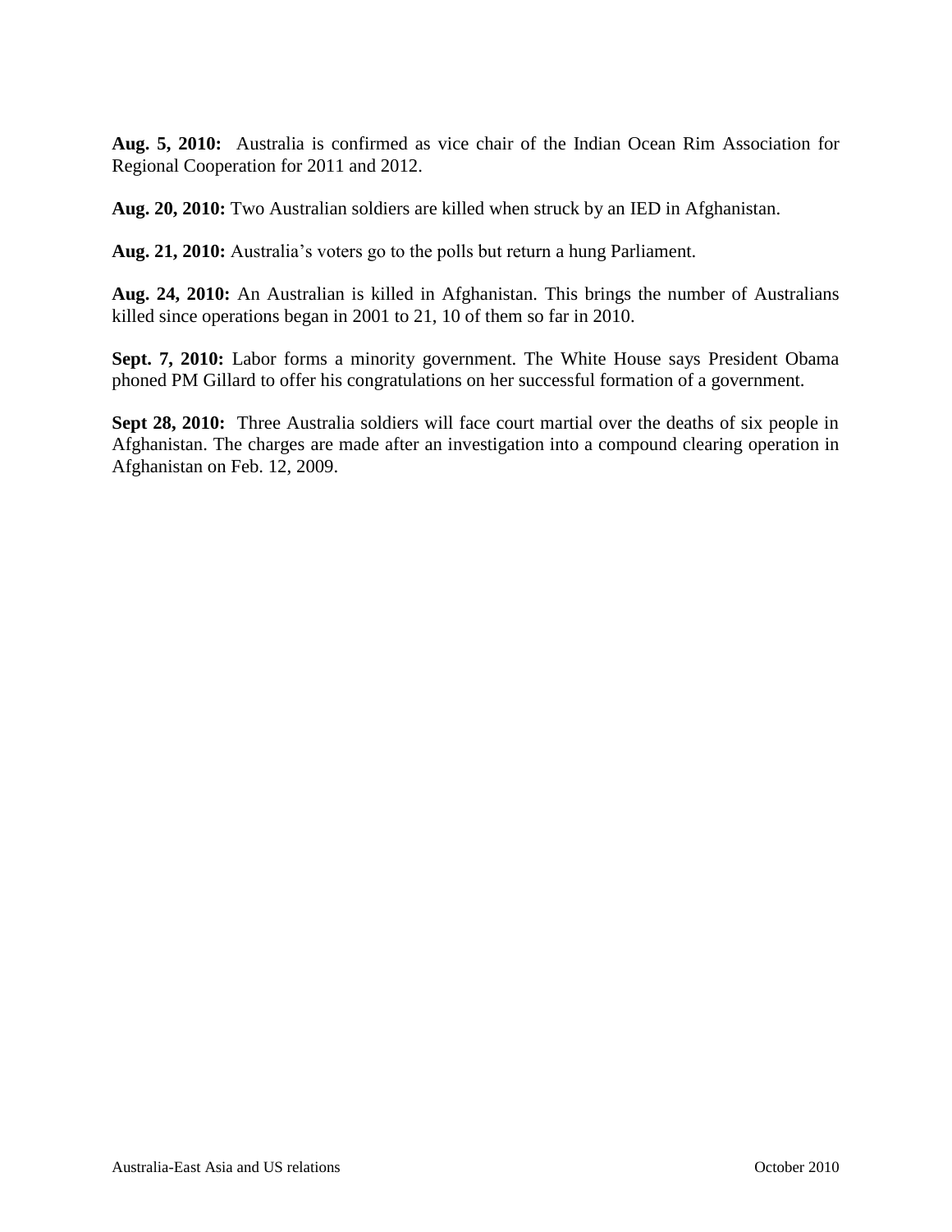**Aug. 5, 2010:** Australia is confirmed as vice chair of the Indian Ocean Rim Association for Regional Cooperation for 2011 and 2012.

**Aug. 20, 2010:** Two Australian soldiers are killed when struck by an IED in Afghanistan.

**Aug. 21, 2010:** Australia's voters go to the polls but return a hung Parliament.

**Aug. 24, 2010:** An Australian is killed in Afghanistan. This brings the number of Australians killed since operations began in 2001 to 21, 10 of them so far in 2010.

**Sept. 7, 2010:** Labor forms a minority government. The White House says President Obama phoned PM Gillard to offer his congratulations on her successful formation of a government.

**Sept 28, 2010:** Three Australia soldiers will face court martial over the deaths of six people in Afghanistan. The charges are made after an investigation into a compound clearing operation in Afghanistan on Feb. 12, 2009.